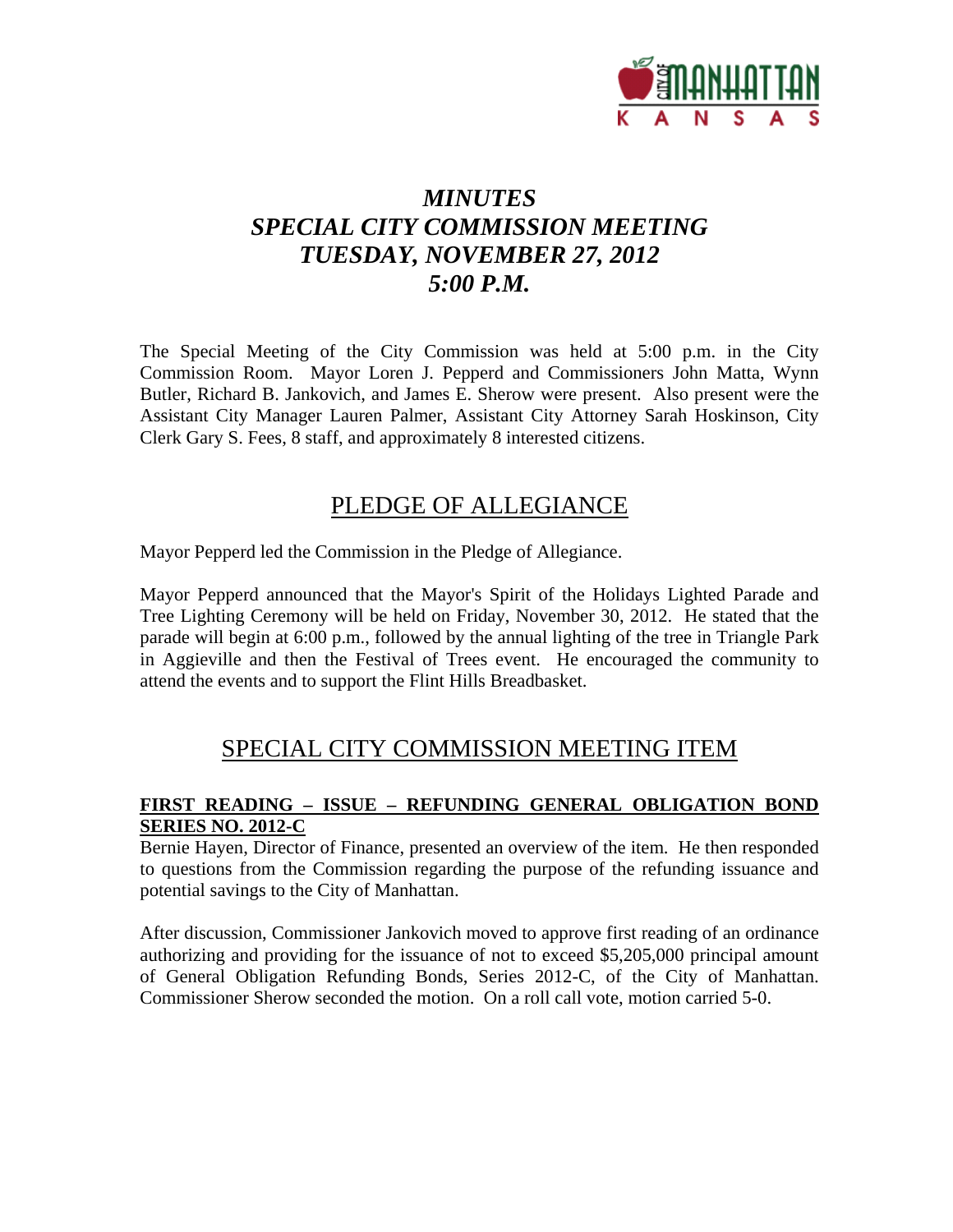# *MINUTES*
# *SPECIAL CITY COMMISSION MEETING*
# *TUESDAY, NOVEMBER 27, 2012*
# *5:00 P.M.*

The Special Meeting of the City Commission was held at 5:00 p.m. in the City Commission Room. Mayor Loren J. Pepperd and Commissioners John Matta, Wynn Butler, Richard B. Jankovich, and James E. Sherow were present. Also present were the Assistant City Manager Lauren Palmer, Assistant City Attorney Sarah Hoskinson, City Clerk Gary S. Fees, 8 staff, and approximately 8 interested citizens.

## PLEDGE OF ALLEGIANCE

Mayor Pepperd led the Commission in the Pledge of Allegiance.

Mayor Pepperd announced that the Mayor's Spirit of the Holidays Lighted Parade and Tree Lighting Ceremony will be held on Friday, November 30, 2012. He stated that the parade will begin at 6:00 p.m., followed by the annual lighting of the tree in Triangle Park in Aggieville and then the Festival of Trees event. He encouraged the community to attend the events and to support the Flint Hills Breadbasket.

## SPECIAL CITY COMMISSION MEETING ITEM

### FIRST READING – ISSUE – REFUNDING GENERAL OBLIGATION BOND SERIES NO. 2012-C

Bernie Hayen, Director of Finance, presented an overview of the item. He then responded to questions from the Commission regarding the purpose of the refunding issuance and potential savings to the City of Manhattan.

After discussion, Commissioner Jankovich moved to approve first reading of an ordinance authorizing and providing for the issuance of not to exceed $5,205,000 principal amount of General Obligation Refunding Bonds, Series 2012-C, of the City of Manhattan. Commissioner Sherow seconded the motion. On a roll call vote, motion carried 5-0.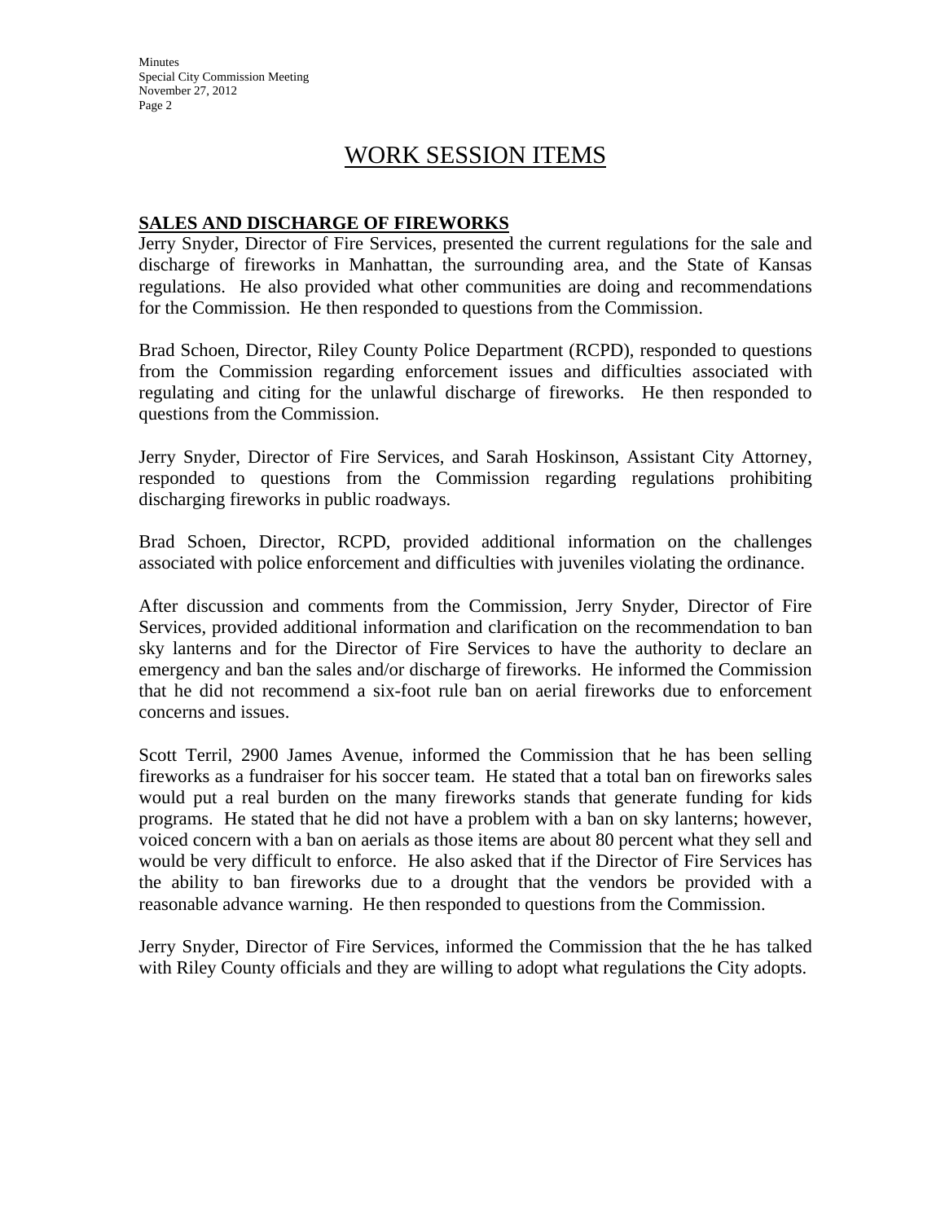# WORK SESSION ITEMS

**SALES AND DISCHARGE OF FIREWORKS**

Jerry Snyder, Director of Fire Services, presented the current regulations for the sale and discharge of fireworks in Manhattan, the surrounding area, and the State of Kansas regulations. He also provided what other communities are doing and recommendations for the Commission. He then responded to questions from the Commission.

Brad Schoen, Director, Riley County Police Department (RCPD), responded to questions from the Commission regarding enforcement issues and difficulties associated with regulating and citing for the unlawful discharge of fireworks. He then responded to questions from the Commission.

Jerry Snyder, Director of Fire Services, and Sarah Hoskinson, Assistant City Attorney, responded to questions from the Commission regarding regulations prohibiting discharging fireworks in public roadways.

Brad Schoen, Director, RCPD, provided additional information on the challenges associated with police enforcement and difficulties with juveniles violating the ordinance.

After discussion and comments from the Commission, Jerry Snyder, Director of Fire Services, provided additional information and clarification on the recommendation to ban sky lanterns and for the Director of Fire Services to have the authority to declare an emergency and ban the sales and/or discharge of fireworks. He informed the Commission that he did not recommend a six-foot rule ban on aerial fireworks due to enforcement concerns and issues.

Scott Terril, 2900 James Avenue, informed the Commission that he has been selling fireworks as a fundraiser for his soccer team. He stated that a total ban on fireworks sales would put a real burden on the many fireworks stands that generate funding for kids programs. He stated that he did not have a problem with a ban on sky lanterns; however, voiced concern with a ban on aerials as those items are about 80 percent what they sell and would be very difficult to enforce. He also asked that if the Director of Fire Services has the ability to ban fireworks due to a drought that the vendors be provided with a reasonable advance warning. He then responded to questions from the Commission.

Jerry Snyder, Director of Fire Services, informed the Commission that the he has talked with Riley County officials and they are willing to adopt what regulations the City adopts.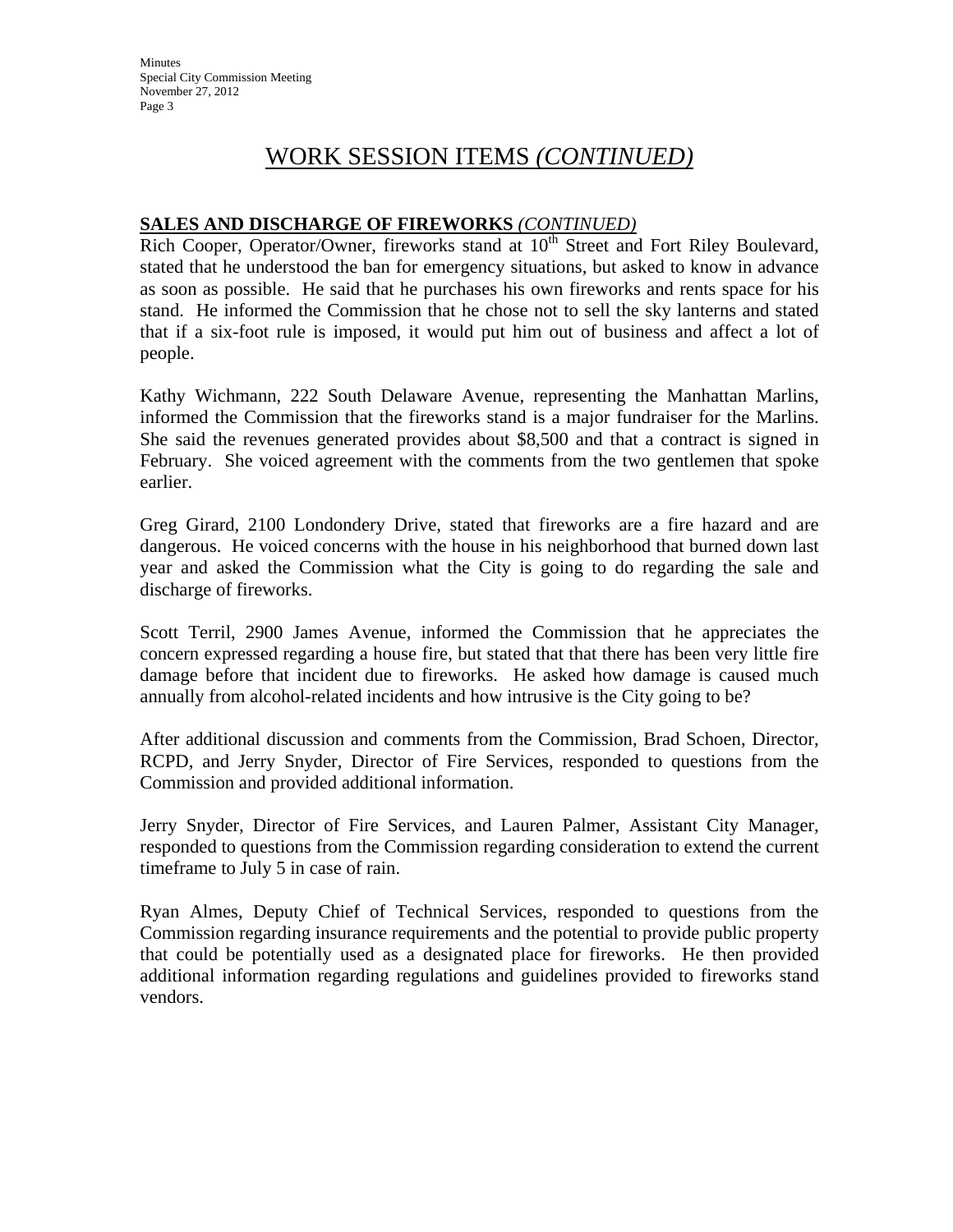# WORK SESSION ITEMS *(CONTINUED)*

**SALES AND DISCHARGE OF FIREWORKS** *(CONTINUED)*

Rich Cooper, Operator/Owner, fireworks stand at 10th Street and Fort Riley Boulevard, stated that he understood the ban for emergency situations, but asked to know in advance as soon as possible. He said that he purchases his own fireworks and rents space for his stand. He informed the Commission that he chose not to sell the sky lanterns and stated that if a six-foot rule is imposed, it would put him out of business and affect a lot of people.

Kathy Wichmann, 222 South Delaware Avenue, representing the Manhattan Marlins, informed the Commission that the fireworks stand is a major fundraiser for the Marlins. She said the revenues generated provides about $8,500 and that a contract is signed in February. She voiced agreement with the comments from the two gentlemen that spoke earlier.

Greg Girard, 2100 Londondery Drive, stated that fireworks are a fire hazard and are dangerous. He voiced concerns with the house in his neighborhood that burned down last year and asked the Commission what the City is going to do regarding the sale and discharge of fireworks.

Scott Terril, 2900 James Avenue, informed the Commission that he appreciates the concern expressed regarding a house fire, but stated that that there has been very little fire damage before that incident due to fireworks. He asked how damage is caused much annually from alcohol-related incidents and how intrusive is the City going to be?

After additional discussion and comments from the Commission, Brad Schoen, Director, RCPD, and Jerry Snyder, Director of Fire Services, responded to questions from the Commission and provided additional information.

Jerry Snyder, Director of Fire Services, and Lauren Palmer, Assistant City Manager, responded to questions from the Commission regarding consideration to extend the current timeframe to July 5 in case of rain.

Ryan Almes, Deputy Chief of Technical Services, responded to questions from the Commission regarding insurance requirements and the potential to provide public property that could be potentially used as a designated place for fireworks. He then provided additional information regarding regulations and guidelines provided to fireworks stand vendors.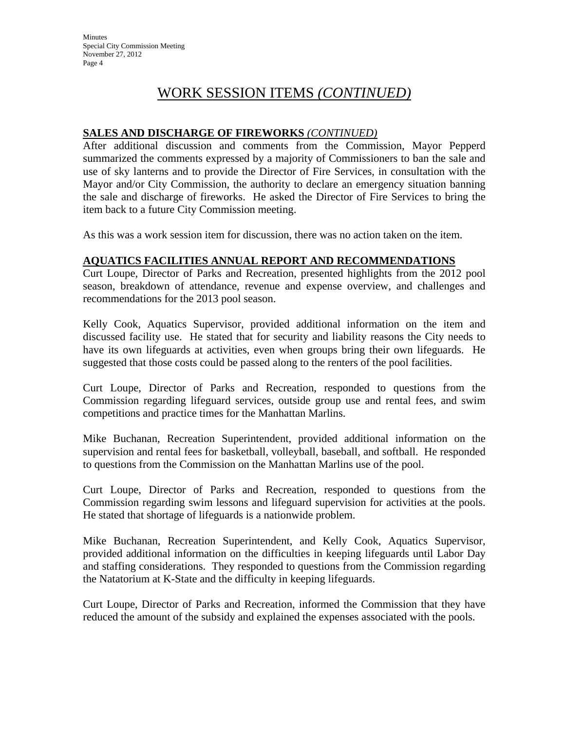# WORK SESSION ITEMS *(CONTINUED)*

**SALES AND DISCHARGE OF FIREWORKS** *(CONTINUED)*

After additional discussion and comments from the Commission, Mayor Pepperd summarized the comments expressed by a majority of Commissioners to ban the sale and use of sky lanterns and to provide the Director of Fire Services, in consultation with the Mayor and/or City Commission, the authority to declare an emergency situation banning the sale and discharge of fireworks. He asked the Director of Fire Services to bring the item back to a future City Commission meeting.

As this was a work session item for discussion, there was no action taken on the item.

**AQUATICS FACILITIES ANNUAL REPORT AND RECOMMENDATIONS**

Curt Loupe, Director of Parks and Recreation, presented highlights from the 2012 pool season, breakdown of attendance, revenue and expense overview, and challenges and recommendations for the 2013 pool season.

Kelly Cook, Aquatics Supervisor, provided additional information on the item and discussed facility use. He stated that for security and liability reasons the City needs to have its own lifeguards at activities, even when groups bring their own lifeguards. He suggested that those costs could be passed along to the renters of the pool facilities.

Curt Loupe, Director of Parks and Recreation, responded to questions from the Commission regarding lifeguard services, outside group use and rental fees, and swim competitions and practice times for the Manhattan Marlins.

Mike Buchanan, Recreation Superintendent, provided additional information on the supervision and rental fees for basketball, volleyball, baseball, and softball. He responded to questions from the Commission on the Manhattan Marlins use of the pool.

Curt Loupe, Director of Parks and Recreation, responded to questions from the Commission regarding swim lessons and lifeguard supervision for activities at the pools. He stated that shortage of lifeguards is a nationwide problem.

Mike Buchanan, Recreation Superintendent, and Kelly Cook, Aquatics Supervisor, provided additional information on the difficulties in keeping lifeguards until Labor Day and staffing considerations. They responded to questions from the Commission regarding the Natatorium at K-State and the difficulty in keeping lifeguards.

Curt Loupe, Director of Parks and Recreation, informed the Commission that they have reduced the amount of the subsidy and explained the expenses associated with the pools.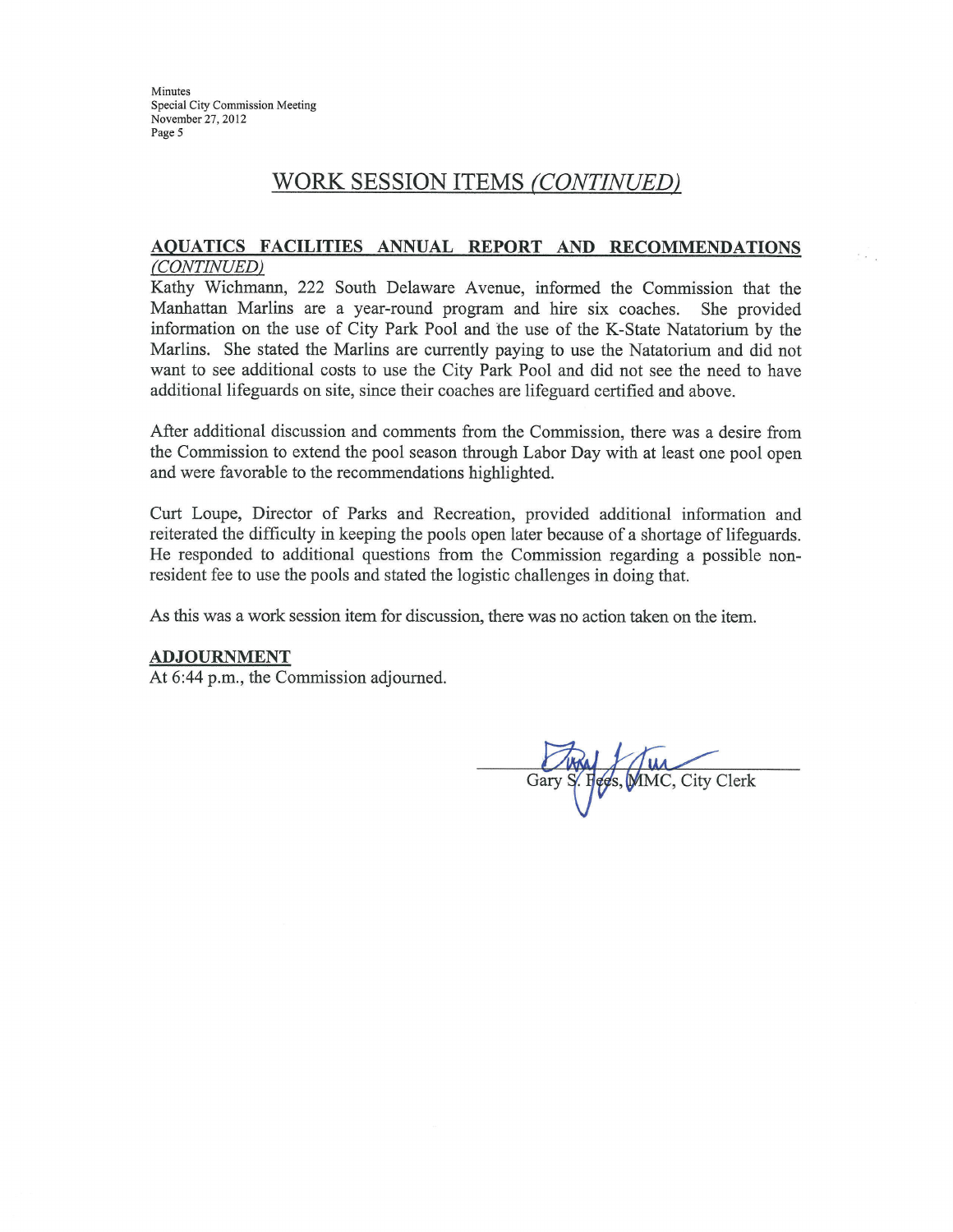## WORK SESSION ITEMS *(CONTINUED)*

**AQUATICS FACILITIES ANNUAL REPORT AND RECOMMENDATIONS** *(CONTINUED)*

Kathy Wichmann, 222 South Delaware Avenue, informed the Commission that the Manhattan Marlins are a year-round program and hire six coaches. She provided information on the use of City Park Pool and the use of the K-State Natatorium by the Marlins. She stated the Marlins are currently paying to use the Natatorium and did not want to see additional costs to use the City Park Pool and did not see the need to have additional lifeguards on site, since their coaches are lifeguard certified and above.

After additional discussion and comments from the Commission, there was a desire from the Commission to extend the pool season through Labor Day with at least one pool open and were favorable to the recommendations highlighted.

Curt Loupe, Director of Parks and Recreation, provided additional information and reiterated the difficulty in keeping the pools open later because of a shortage of lifeguards. He responded to additional questions from the Commission regarding a possible non-resident fee to use the pools and stated the logistic challenges in doing that.

As this was a work session item for discussion, there was no action taken on the item.

**ADJOURNMENT**

At 6:44 p.m., the Commission adjourned.

Gary S. Fees, MMC, City Clerk